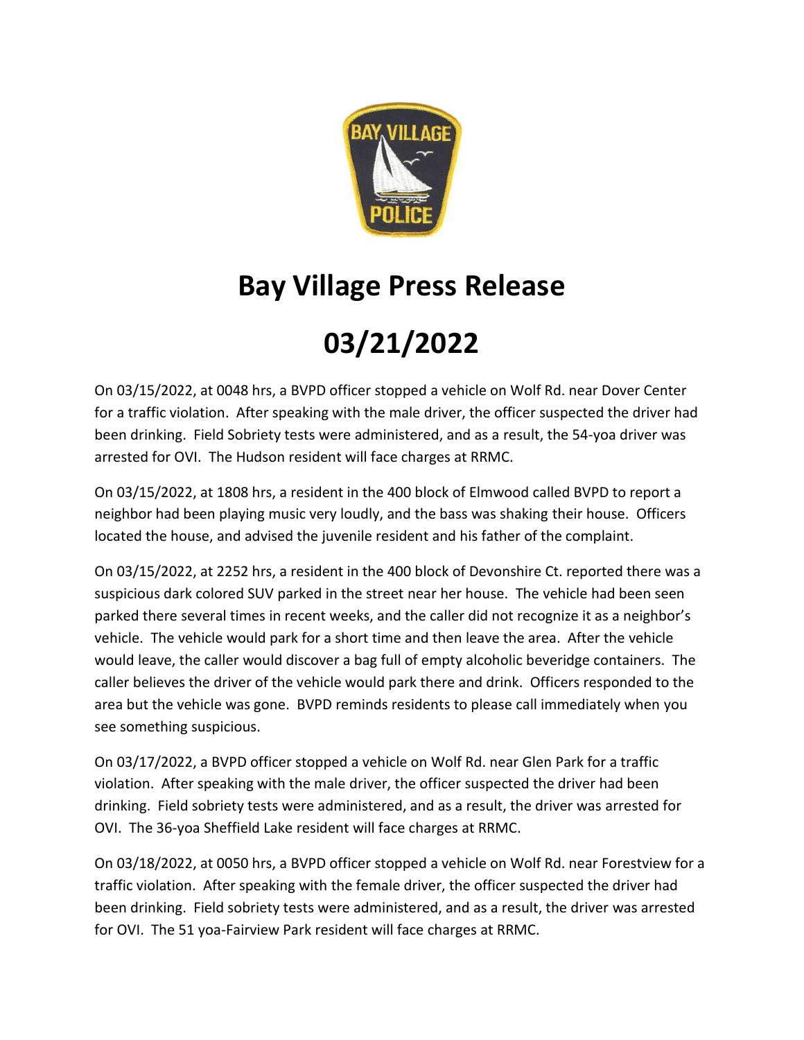# Bay Village Press Release

# 03/21/2022

On 03/15/2022, at 0048 hrs, a BVPD officer stopped a vehicle on Wolf Rd. near Dover Center for a traffic violation. After speaking with the male driver, the officer suspected the driver had been drinking. Field Sobriety tests were administered, and as a result, the 54-yoa driver was arrested for OVI. The Hudson resident will face charges at RRMC.

On 03/15/2022, at 1808 hrs, a resident in the 400 block of Elmwood called BVPD to report a neighbor had been playing music very loudly, and the bass was shaking their house. Officers located the house, and advised the juvenile resident and his father of the complaint.

On 03/15/2022, at 2252 hrs, a resident in the 400 block of Devonshire Ct. reported there was a suspicious dark colored SUV parked in the street near her house. The vehicle had been seen parked there several times in recent weeks, and the caller did not recognize it as a neighbor's vehicle. The vehicle would park for a short time and then leave the area. After the vehicle would leave, the caller would discover a bag full of empty alcoholic beveridge containers. The caller believes the driver of the vehicle would park there and drink. Officers responded to the area but the vehicle was gone. BVPD reminds residents to please call immediately when you see something suspicious.

On 03/17/2022, a BVPD officer stopped a vehicle on Wolf Rd. near Glen Park for a traffic violation. After speaking with the male driver, the officer suspected the driver had been drinking. Field sobriety tests were administered, and as a result, the driver was arrested for OVI. The 36-yoa Sheffield Lake resident will face charges at RRMC.

On 03/18/2022, at 0050 hrs, a BVPD officer stopped a vehicle on Wolf Rd. near Forestview for a traffic violation. After speaking with the female driver, the officer suspected the driver had been drinking. Field sobriety tests were administered, and as a result, the driver was arrested for OVI. The 51 yoa-Fairview Park resident will face charges at RRMC.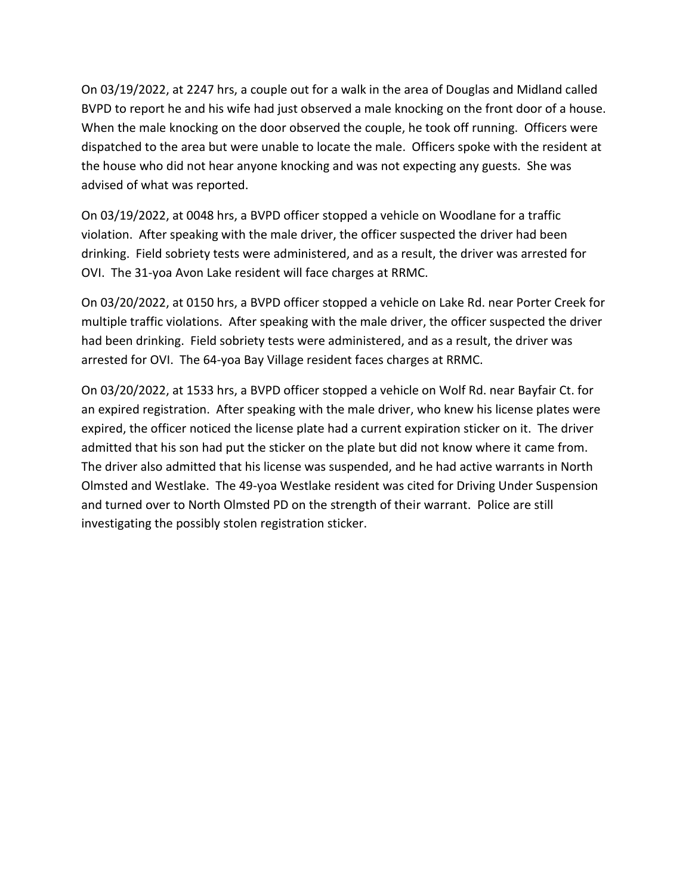On 03/19/2022, at 2247 hrs, a couple out for a walk in the area of Douglas and Midland called BVPD to report he and his wife had just observed a male knocking on the front door of a house. When the male knocking on the door observed the couple, he took off running. Officers were dispatched to the area but were unable to locate the male. Officers spoke with the resident at the house who did not hear anyone knocking and was not expecting any guests. She was advised of what was reported.

On 03/19/2022, at 0048 hrs, a BVPD officer stopped a vehicle on Woodlane for a traffic violation. After speaking with the male driver, the officer suspected the driver had been drinking. Field sobriety tests were administered, and as a result, the driver was arrested for OVI. The 31-yoa Avon Lake resident will face charges at RRMC.

On 03/20/2022, at 0150 hrs, a BVPD officer stopped a vehicle on Lake Rd. near Porter Creek for multiple traffic violations. After speaking with the male driver, the officer suspected the driver had been drinking. Field sobriety tests were administered, and as a result, the driver was arrested for OVI. The 64-yoa Bay Village resident faces charges at RRMC.

On 03/20/2022, at 1533 hrs, a BVPD officer stopped a vehicle on Wolf Rd. near Bayfair Ct. for an expired registration. After speaking with the male driver, who knew his license plates were expired, the officer noticed the license plate had a current expiration sticker on it. The driver admitted that his son had put the sticker on the plate but did not know where it came from. The driver also admitted that his license was suspended, and he had active warrants in North Olmsted and Westlake. The 49-yoa Westlake resident was cited for Driving Under Suspension and turned over to North Olmsted PD on the strength of their warrant. Police are still investigating the possibly stolen registration sticker.